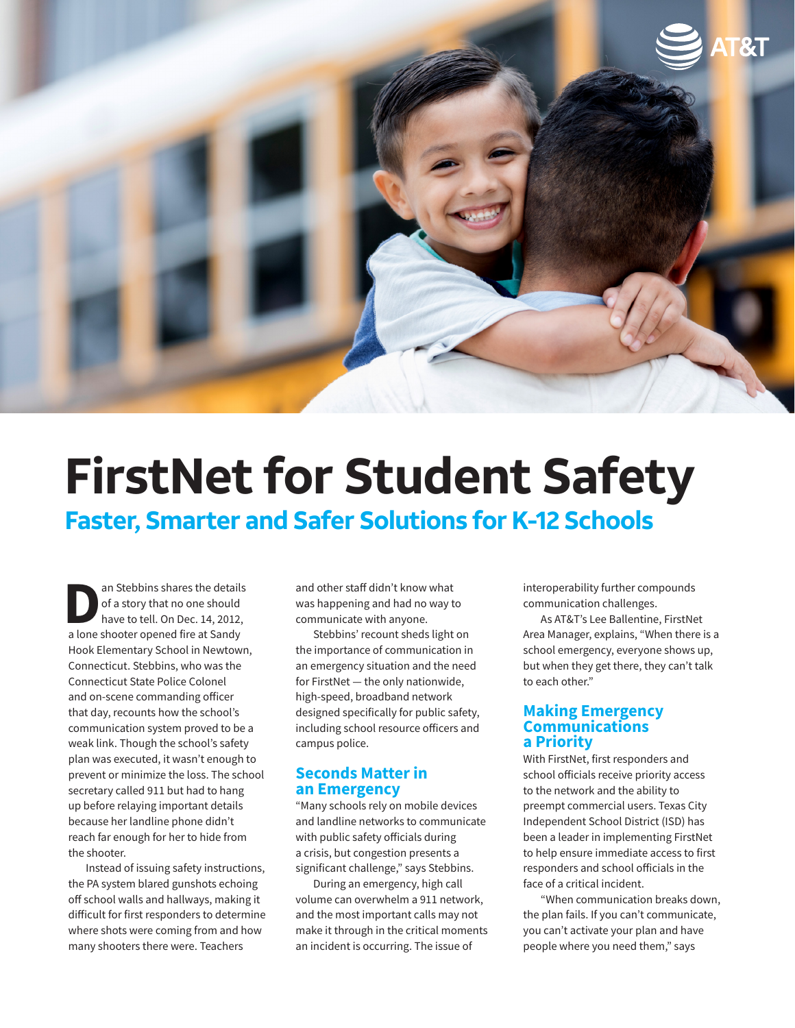# FirstNet for Student Safety

## Faster, Smarter and Safer Solutions for K-12 Schools

Dan Stebbins shares the details of a story that no one should have to tell. On Dec. 14, 2012, a lone shooter opened fire at Sandy Hook Elementary School in Newtown, Connecticut. Stebbins, who was the Connecticut State Police Colonel and on-scene commanding officer that day, recounts how the school's communication system proved to be a weak link. Though the school's safety plan was executed, it wasn't enough to prevent or minimize the loss. The school secretary called 911 but had to hang up before relaying important details because her landline phone didn't reach far enough for her to hide from the shooter.

Instead of issuing safety instructions, the PA system blared gunshots echoing off school walls and hallways, making it difficult for first responders to determine where shots were coming from and how many shooters there were. Teachers and other staff didn't know what was happening and had no way to communicate with anyone.

Stebbins' recount sheds light on the importance of communication in an emergency situation and the need for FirstNet — the only nationwide, high-speed, broadband network designed specifically for public safety, including school resource officers and campus police.

### Seconds Matter in an Emergency

"Many schools rely on mobile devices and landline networks to communicate with public safety officials during a crisis, but congestion presents a significant challenge," says Stebbins.

During an emergency, high call volume can overwhelm a 911 network, and the most important calls may not make it through in the critical moments an incident is occurring. The issue of interoperability further compounds communication challenges.

As AT&T's Lee Ballentine, FirstNet Area Manager, explains, "When there is a school emergency, everyone shows up, but when they get there, they can't talk to each other."

### Making Emergency Communications a Priority

With FirstNet, first responders and school officials receive priority access to the network and the ability to preempt commercial users. Texas City Independent School District (ISD) has been a leader in implementing FirstNet to help ensure immediate access to first responders and school officials in the face of a critical incident.

"When communication breaks down, the plan fails. If you can't communicate, you can't activate your plan and have people where you need them," says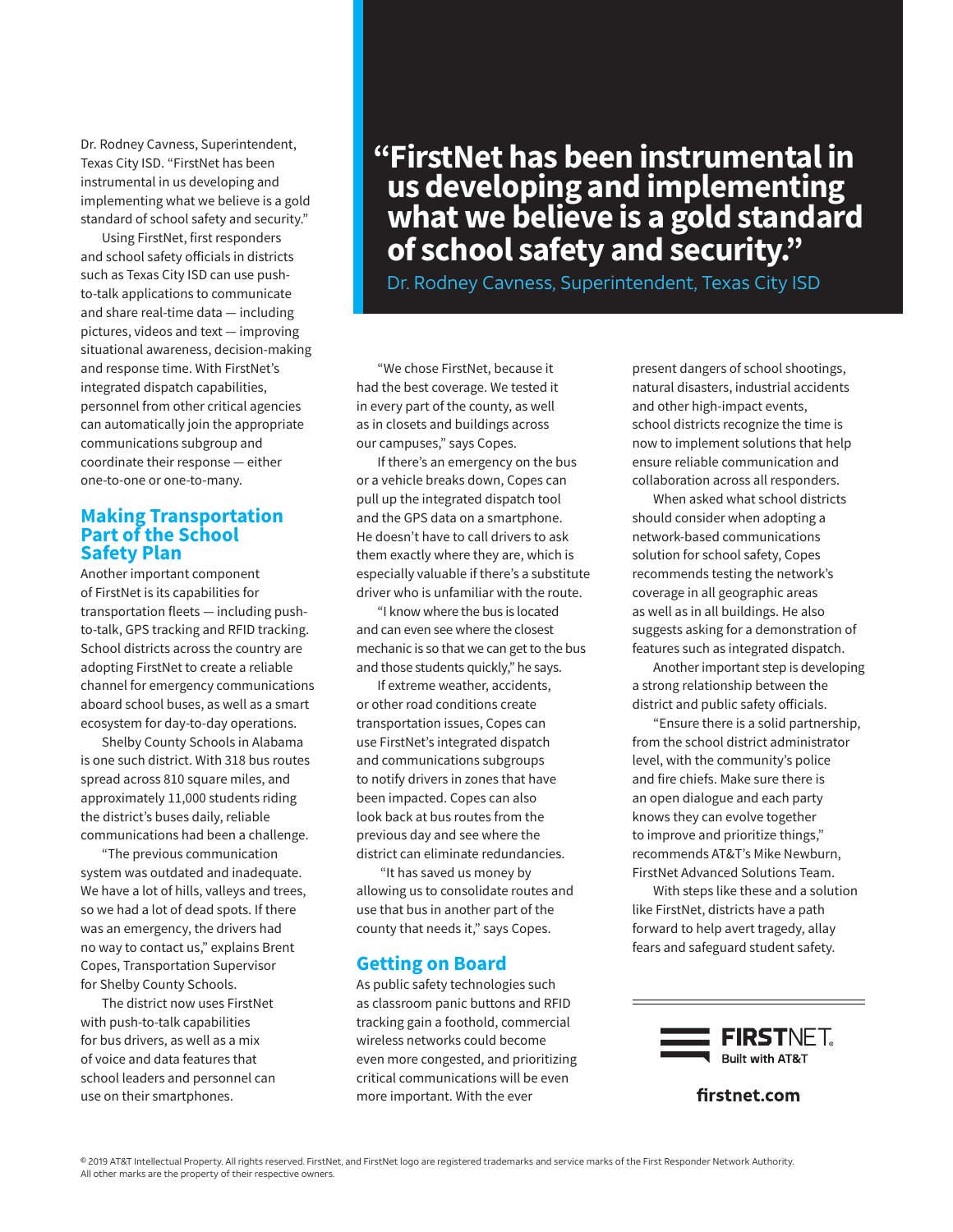Dr. Rodney Cavness, Superintendent, Texas City ISD. "FirstNet has been instrumental in us developing and implementing what we believe is a gold standard of school safety and security."

Using FirstNet, first responders and school safety officials in districts such as Texas City ISD can use push-to-talk applications to communicate and share real-time data — including pictures, videos and text — improving situational awareness, decision-making and response time. With FirstNet's integrated dispatch capabilities, personnel from other critical agencies can automatically join the appropriate communications subgroup and coordinate their response — either one-to-one or one-to-many.

> **"FirstNet has been instrumental in us developing and implementing what we believe is a gold standard of school safety and security."**
>
> Dr. Rodney Cavness, Superintendent, Texas City ISD

## Making Transportation Part of the School Safety Plan

Another important component of FirstNet is its capabilities for transportation fleets — including push-to-talk, GPS tracking and RFID tracking. School districts across the country are adopting FirstNet to create a reliable channel for emergency communications aboard school buses, as well as a smart ecosystem for day-to-day operations.

Shelby County Schools in Alabama is one such district. With 318 bus routes spread across 810 square miles, and approximately 11,000 students riding the district's buses daily, reliable communications had been a challenge.

"The previous communication system was outdated and inadequate. We have a lot of hills, valleys and trees, so we had a lot of dead spots. If there was an emergency, the drivers had no way to contact us," explains Brent Copes, Transportation Supervisor for Shelby County Schools.

The district now uses FirstNet with push-to-talk capabilities for bus drivers, as well as a mix of voice and data features that school leaders and personnel can use on their smartphones.

"We chose FirstNet, because it had the best coverage. We tested it in every part of the county, as well as in closets and buildings across our campuses," says Copes.

If there's an emergency on the bus or a vehicle breaks down, Copes can pull up the integrated dispatch tool and the GPS data on a smartphone. He doesn't have to call drivers to ask them exactly where they are, which is especially valuable if there's a substitute driver who is unfamiliar with the route.

"I know where the bus is located and can even see where the closest mechanic is so that we can get to the bus and those students quickly," he says.

If extreme weather, accidents, or other road conditions create transportation issues, Copes can use FirstNet's integrated dispatch and communications subgroups to notify drivers in zones that have been impacted. Copes can also look back at bus routes from the previous day and see where the district can eliminate redundancies.

"It has saved us money by allowing us to consolidate routes and use that bus in another part of the county that needs it," says Copes.

## Getting on Board

As public safety technologies such as classroom panic buttons and RFID tracking gain a foothold, commercial wireless networks could become even more congested, and prioritizing critical communications will be even more important. With the ever present dangers of school shootings, natural disasters, industrial accidents and other high-impact events, school districts recognize the time is now to implement solutions that help ensure reliable communication and collaboration across all responders.

When asked what school districts should consider when adopting a network-based communications solution for school safety, Copes recommends testing the network's coverage in all geographic areas as well as in all buildings. He also suggests asking for a demonstration of features such as integrated dispatch.

Another important step is developing a strong relationship between the district and public safety officials.

"Ensure there is a solid partnership, from the school district administrator level, with the community's police and fire chiefs. Make sure there is an open dialogue and each party knows they can evolve together to improve and prioritize things," recommends AT&T's Mike Newburn, FirstNet Advanced Solutions Team.

With steps like these and a solution like FirstNet, districts have a path forward to help avert tragedy, allay fears and safeguard student safety.

FIRSTNET. Built with AT&T

**firstnet.com**

© 2019 AT&T Intellectual Property. All rights reserved. FirstNet, and FirstNet logo are registered trademarks and service marks of the First Responder Network Authority. All other marks are the property of their respective owners.